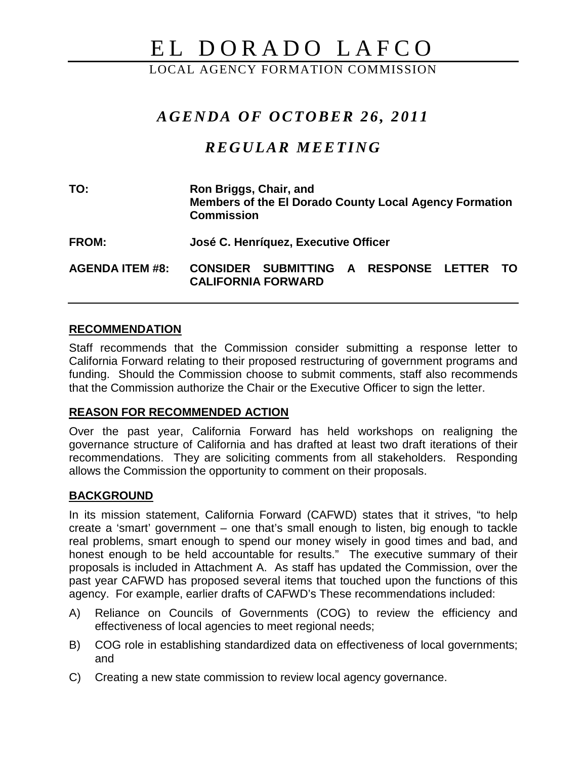# EL DORADO LAFCO

LOCAL AGENCY FORMATION COMMISSION

## *AGENDA OF OCTOBER 26, 2011*

## *REGULAR MEETING*

**TO:** **Ron Briggs, Chair, and Members of the El Dorado County Local Agency Formation Commission**

**FROM:** **José C. Henríquez, Executive Officer**

**AGENDA ITEM #8:** **CONSIDER SUBMITTING A RESPONSE LETTER TO CALIFORNIA FORWARD**

---

### RECOMMENDATION

Staff recommends that the Commission consider submitting a response letter to California Forward relating to their proposed restructuring of government programs and funding. Should the Commission choose to submit comments, staff also recommends that the Commission authorize the Chair or the Executive Officer to sign the letter.

### REASON FOR RECOMMENDED ACTION

Over the past year, California Forward has held workshops on realigning the governance structure of California and has drafted at least two draft iterations of their recommendations. They are soliciting comments from all stakeholders. Responding allows the Commission the opportunity to comment on their proposals.

### BACKGROUND

In its mission statement, California Forward (CAFWD) states that it strives, "to help create a 'smart' government – one that's small enough to listen, big enough to tackle real problems, smart enough to spend our money wisely in good times and bad, and honest enough to be held accountable for results." The executive summary of their proposals is included in Attachment A. As staff has updated the Commission, over the past year CAFWD has proposed several items that touched upon the functions of this agency. For example, earlier drafts of CAFWD's These recommendations included:

A) Reliance on Councils of Governments (COG) to review the efficiency and effectiveness of local agencies to meet regional needs;

B) COG role in establishing standardized data on effectiveness of local governments; and

C) Creating a new state commission to review local agency governance.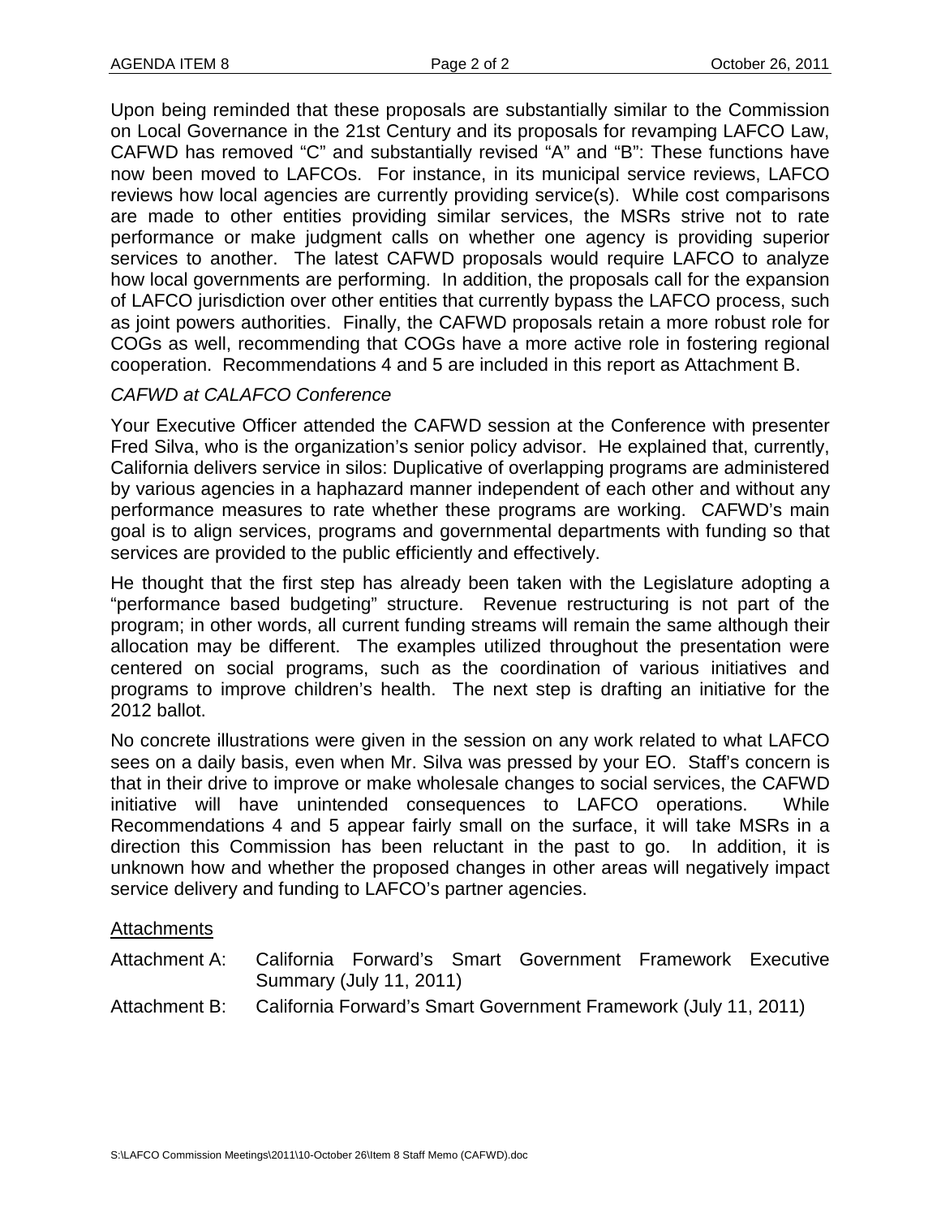Upon being reminded that these proposals are substantially similar to the Commission on Local Governance in the 21st Century and its proposals for revamping LAFCO Law, CAFWD has removed "C" and substantially revised "A" and "B": These functions have now been moved to LAFCOs. For instance, in its municipal service reviews, LAFCO reviews how local agencies are currently providing service(s). While cost comparisons are made to other entities providing similar services, the MSRs strive not to rate performance or make judgment calls on whether one agency is providing superior services to another. The latest CAFWD proposals would require LAFCO to analyze how local governments are performing. In addition, the proposals call for the expansion of LAFCO jurisdiction over other entities that currently bypass the LAFCO process, such as joint powers authorities. Finally, the CAFWD proposals retain a more robust role for COGs as well, recommending that COGs have a more active role in fostering regional cooperation. Recommendations 4 and 5 are included in this report as Attachment B.

*CAFWD at CALAFCO Conference*

Your Executive Officer attended the CAFWD session at the Conference with presenter Fred Silva, who is the organization's senior policy advisor. He explained that, currently, California delivers service in silos: Duplicative of overlapping programs are administered by various agencies in a haphazard manner independent of each other and without any performance measures to rate whether these programs are working. CAFWD's main goal is to align services, programs and governmental departments with funding so that services are provided to the public efficiently and effectively.

He thought that the first step has already been taken with the Legislature adopting a "performance based budgeting" structure. Revenue restructuring is not part of the program; in other words, all current funding streams will remain the same although their allocation may be different. The examples utilized throughout the presentation were centered on social programs, such as the coordination of various initiatives and programs to improve children's health. The next step is drafting an initiative for the 2012 ballot.

No concrete illustrations were given in the session on any work related to what LAFCO sees on a daily basis, even when Mr. Silva was pressed by your EO. Staff's concern is that in their drive to improve or make wholesale changes to social services, the CAFWD initiative will have unintended consequences to LAFCO operations. While Recommendations 4 and 5 appear fairly small on the surface, it will take MSRs in a direction this Commission has been reluctant in the past to go. In addition, it is unknown how and whether the proposed changes in other areas will negatively impact service delivery and funding to LAFCO's partner agencies.

Attachments

Attachment A: California Forward's Smart Government Framework Executive Summary (July 11, 2011)

Attachment B: California Forward's Smart Government Framework (July 11, 2011)

S:\LAFCO Commission Meetings\2011\10-October 26\Item 8 Staff Memo (CAFWD).doc